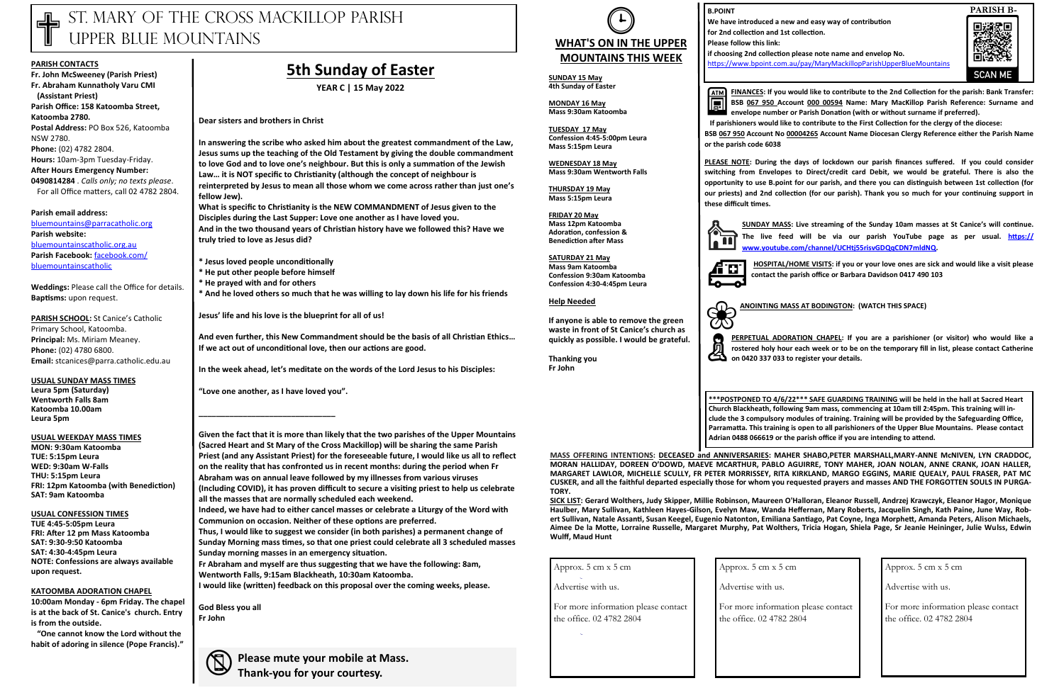# ST. MARY OF THE CROSS MACKILLOP PARISH UPPER BLUE MOUNTAINS

**PARISH CONTACTS**

**Fr. John McSweeney (Parish Priest)**
**Fr. Abraham Kunnatholy Varu CMI (Assistant Priest)**
**Parish Office: 158 Katoomba Street, Katoomba 2780.**
**Postal Address:** PO Box 526, Katoomba NSW 2780.
**Phone:** (02) 4782 2804.
**Hours:** 10am-3pm Tuesday-Friday.
**After Hours Emergency Number: 0490814284** . *Calls only; no texts please*.
For all Office matters, call 02 4782 2804.

**Parish email address:**
bluemountains@parracatholic.org
**Parish website:**
bluemountainscatholic.org.au
**Parish Facebook:** facebook.com/bluemountainscatholic

**Weddings:** Please call the Office for details.
**Baptisms:** upon request.

**PARISH SCHOOL:** St Canice's Catholic Primary School, Katoomba.
**Principal:** Ms. Miriam Meaney.
**Phone:** (02) 4780 6800.
**Email:** stcanices@parra.catholic.edu.au

**USUAL SUNDAY MASS TIMES**
**Leura 5pm (Saturday)**
**Wentworth Falls 8am**
**Katoomba 10.00am**
**Leura 5pm**

**USUAL WEEKDAY MASS TIMES**
**MON: 9:30am Katoomba**
**TUE: 5:15pm Leura**
**WED: 9:30am W-Falls**
**THU: 5:15pm Leura**
**FRI: 12pm Katoomba (with Benediction)**
**SAT: 9am Katoomba**

**USUAL CONFESSION TIMES**
**TUE 4:45-5:05pm Leura**
**FRI: After 12 pm Mass Katoomba**
**SAT: 9:30-9:50 Katoomba**
**SAT: 4:30-4:45pm Leura**
**NOTE: Confessions are always available upon request.**

**KATOOMBA ADORATION CHAPEL**
**10:00am Monday - 6pm Friday. The chapel is at the back of St. Canice's church. Entry is from the outside.**
**"One cannot know the Lord without the habit of adoring in silence (Pope Francis)."**

## 5th Sunday of Easter

**YEAR C | 15 May 2022**

**Dear sisters and brothers in Christ**

**In answering the scribe who asked him about the greatest commandment of the Law, Jesus sums up the teaching of the Old Testament by giving the double commandment to love God and to love one's neighbour. But this is only a summation of the Jewish Law… it is NOT specific to Christianity (although the concept of neighbour is reinterpreted by Jesus to mean all those whom we come across rather than just one's fellow Jew).**
**What is specific to Christianity is the NEW COMMANDMENT of Jesus given to the Disciples during the Last Supper: Love one another as I have loved you.**
**And in the two thousand years of Christian history have we followed this? Have we truly tried to love as Jesus did?**

**\* Jesus loved people unconditionally**
**\* He put other people before himself**
**\* He prayed with and for others**
**\* And he loved others so much that he was willing to lay down his life for his friends**

**Jesus' life and his love is the blueprint for all of us!**

**And even further, this New Commandment should be the basis of all Christian Ethics… If we act out of unconditional love, then our actions are good.**

**In the week ahead, let's meditate on the words of the Lord Jesus to his Disciples:**

**"Love one another, as I have loved you".**

---

**Given the fact that it is more than likely that the two parishes of the Upper Mountains (Sacred Heart and St Mary of the Cross Mackillop) will be sharing the same Parish Priest (and any Assistant Priest) for the foreseeable future, I would like us all to reflect on the reality that has confronted us in recent months: during the period when Fr Abraham was on annual leave followed by my illnesses from various viruses (including COVID), it has proven difficult to secure a visiting priest to help us celebrate all the masses that are normally scheduled each weekend.**
**Indeed, we have had to either cancel masses or celebrate a Liturgy of the Word with Communion on occasion. Neither of these options are preferred.**
**Thus, I would like to suggest we consider (in both parishes) a permanent change of Sunday Morning mass times, so that one priest could celebrate all 3 scheduled masses Sunday morning masses in an emergency situation.**
**Fr Abraham and myself are thus suggesting that we have the following: 8am, Wentworth Falls, 9:15am Blackheath, 10:30am Katoomba.**
**I would like (written) feedback on this proposal over the coming weeks, please.**

**God Bless you all**
**Fr John**

**Please mute your mobile at Mass. Thank-you for your courtesy.**

## WHAT'S ON IN THE UPPER MOUNTAINS THIS WEEK

**SUNDAY 15 May**
**4th Sunday of Easter**

**MONDAY 16 May**
**Mass 9:30am Katoomba**

**TUESDAY 17 May**
**Confession 4:45-5:00pm Leura**
**Mass 5:15pm Leura**

**WEDNESDAY 18 May**
**Mass 9:30am Wentworth Falls**

**THURSDAY 19 May**
**Mass 5:15pm Leura**

**FRIDAY 20 May**
**Mass 12pm Katoomba**
**Adoration, confession & Benediction after Mass**

**SATURDAY 21 May**
**Mass 9am Katoomba**
**Confession 9:30am Katoomba**
**Confession 4:30-4:45pm Leura**

**Help Needed**

**If anyone is able to remove the green waste in front of St Canice's church as quickly as possible. I would be grateful.**

**Thanking you**
**Fr John**

**B.POINT**
**We have introduced a new and easy way of contribution for 2nd collection and 1st collection.**
**Please follow this link:**
**if choosing 2nd collection please note name and envelop No.**
https://www.bpoint.com.au/pay/MaryMackillopParishUpperBlueMountains

PARISH B-
SCAN ME

**FINANCES: If you would like to contribute to the 2nd Collection for the parish: Bank Transfer: BSB 067 950 Account 000 00594 Name: Mary MacKillop Parish Reference: Surname and envelope number or Parish Donation (with or without surname if preferred).**
**If parishioners would like to contribute to the First Collection for the clergy of the diocese:**
**BSB 067 950 Account No 00004265 Account Name Diocesan Clergy Reference either the Parish Name or the parish code 6038**

**PLEASE NOTE: During the days of lockdown our parish finances suffered. If you could consider switching from Envelopes to Direct/credit card Debit, we would be grateful. There is also the opportunity to use B.point for our parish, and there you can distinguish between 1st collection (for our priests) and 2nd collection (for our parish). Thank you so much for your continuing support in these difficult times.**

**SUNDAY MASS: Live streaming of the Sunday 10am masses at St Canice's will continue. The live feed will be via our parish YouTube page as per usual. https://www.youtube.com/channel/UCHtj55risvGDQqCDN7mldNQ.**

**HOSPITAL/HOME VISITS: if you or your love ones are sick and would like a visit please contact the parish office or Barbara Davidson 0417 490 103**

**ANOINTING MASS AT BODINGTON: (WATCH THIS SPACE)**

**PERPETUAL ADORATION CHAPEL: If you are a parishioner (or visitor) who would like a rostered holy hour each week or to be on the temporary fill in list, please contact Catherine on 0420 337 033 to register your details.**

**\*\*\*POSTPONED TO 4/6/22\*\*\* SAFE GUARDING TRAINING will be held in the hall at Sacred Heart Church Blackheath, following 9am mass, commencing at 10am till 2:45pm. This training will include the 3 compulsory modules of training. Training will be provided by the Safeguarding Office, Parramatta. This training is open to all parishioners of the Upper Blue Mountains. Please contact Adrian 0488 066619 or the parish office if you are intending to attend.**

**MASS OFFERING INTENTIONS: DECEASED and ANNIVERSARIES: MAHER SHABO,PETER MARSHALL,MARY-ANNE McNIVEN, LYN CRADDOC, MORAN HALLIDAY, DOREEN O'DOWD, MAEVE MCARTHUR, PABLO AGUIRRE, TONY MAHER, JOAN NOLAN, ANNE CRANK, JOAN HALLER, MARGARET LAWLOR, MICHELLE SCULLY, FR PETER MORRISSEY, RITA KIRKLAND, MARGO EGGINS, MARIE QUEALY, PAUL FRASER, PAT MC CUSKER, and all the faithful departed especially those for whom you requested prayers and masses AND THE FORGOTTEN SOULS IN PURGATORY.**

**SICK LIST: Gerard Wolthers, Judy Skipper, Millie Robinson, Maureen O'Halloran, Eleanor Russell, Andrzej Krawczyk, Eleanor Hagor, Monique Haulber, Mary Sullivan, Kathleen Hayes-Gilson, Evelyn Maw, Wanda Heffernan, Mary Roberts, Jacquelin Singh, Kath Paine, June Way, Robert Sullivan, Natale Assanti, Susan Keegel, Eugenio Natonton, Emiliana Santiago, Pat Coyne, Inga Morphett, Amanda Peters, Alison Michaels, Aimee De la Motte, Lorraine Russelle, Margaret Murphy, Pat Wolthers, Tricia Hogan, Shiela Page, Sr Jeanie Heininger, Julie Wulss, Edwin Wulff, Maud Hunt**

Approx. 5 cm x 5 cm
Advertise with us.
For more information please contact the office. 02 4782 2804

Approx. 5 cm x 5 cm
Advertise with us.
For more information please contact the office. 02 4782 2804

Approx. 5 cm x 5 cm
Advertise with us.
For more information please contact the office. 02 4782 2804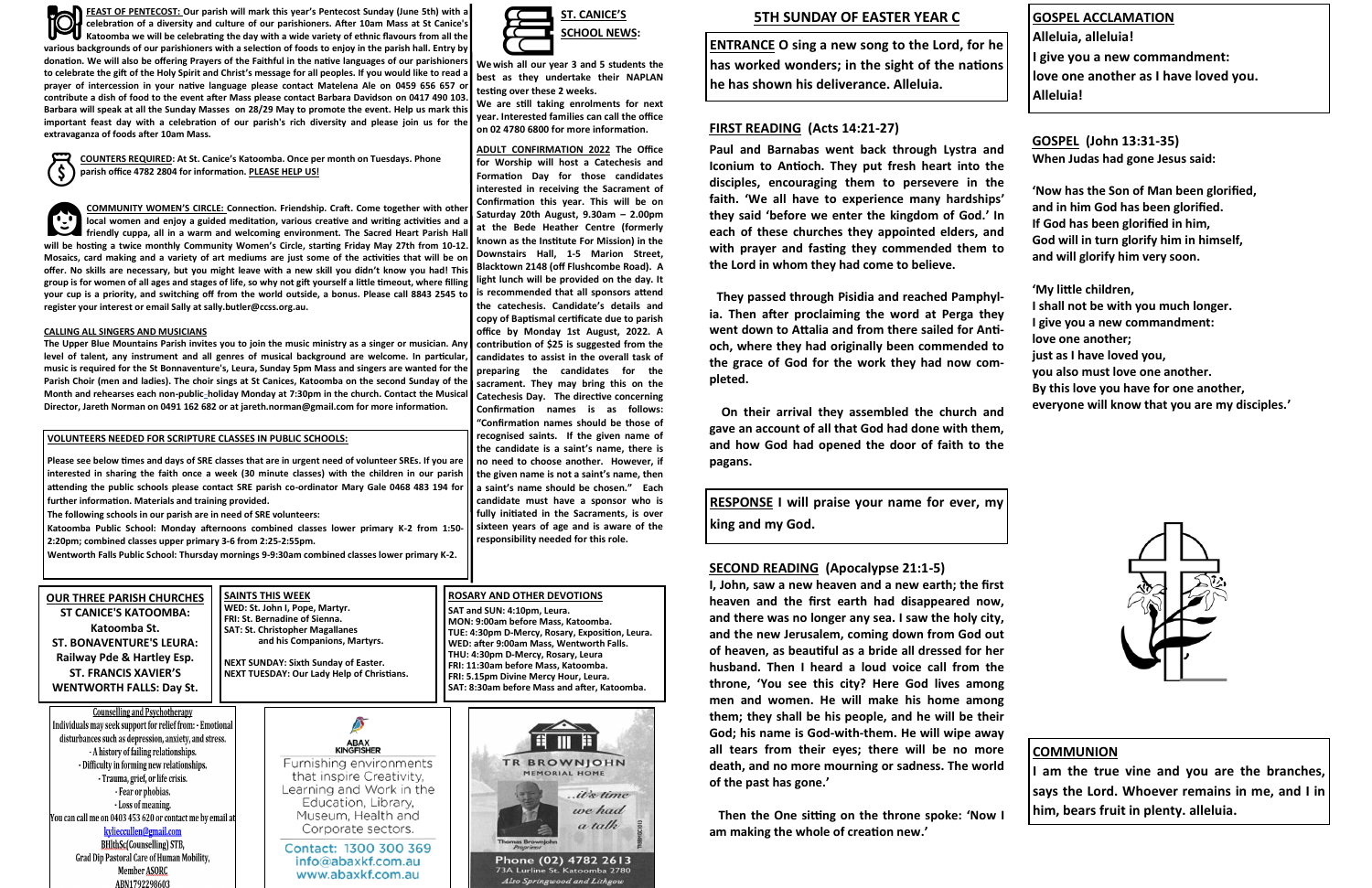**FEAST OF PENTECOST:** Our parish will mark this year's Pentecost Sunday (June 5th) with a celebration of a diversity and culture of our parishioners. After 10am Mass at St Canice's Katoomba we will be celebrating the day with a wide variety of ethnic flavours from all the various backgrounds of our parishioners with a selection of foods to enjoy in the parish hall. Entry by donation. We will also be offering Prayers of the Faithful in the native languages of our parishioners to celebrate the gift of the Holy Spirit and Christ's message for all peoples. If you would like to read a prayer of intercession in your native language please contact Matelena Ale on 0459 656 657 or contribute a dish of food to the event after Mass please contact Barbara Davidson on 0417 490 103. Barbara will speak at all the Sunday Masses on 28/29 May to promote the event. Help us mark this important feast day with a celebration of our parish's rich diversity and please join us for the extravaganza of foods after 10am Mass.

**COUNTERS REQUIRED:** At St. Canice's Katoomba. Once per month on Tuesdays. Phone parish office 4782 2804 for information. **PLEASE HELP US!**

**COMMUNITY WOMEN'S CIRCLE:** Connection. Friendship. Craft. Come together with other local women and enjoy a guided meditation, various creative and writing activities and a friendly cuppa, all in a warm and welcoming environment. The Sacred Heart Parish Hall will be hosting a twice monthly Community Women's Circle, starting Friday May 27th from 10-12. Mosaics, card making and a variety of art mediums are just some of the activities that will be on offer. No skills are necessary, but you might leave with a new skill you didn't know you had! This group is for women of all ages and stages of life, so why not gift yourself a little timeout, where filling your cup is a priority, and switching off from the world outside, a bonus. Please call 8843 2545 to register your interest or email Sally at sally.butler@ccss.org.au.

**CALLING ALL SINGERS AND MUSICIANS**

The Upper Blue Mountains Parish invites you to join the music ministry as a singer or musician. Any level of talent, any instrument and all genres of musical background are welcome. In particular, music is required for the St Bonnaventure's, Leura, Sunday 5pm Mass and singers are wanted for the Parish Choir (men and ladies). The choir sings at St Canices, Katoomba on the second Sunday of the Month and rehearses each non-public holiday Monday at 7:30pm in the church. Contact the Musical Director, Jareth Norman on 0491 162 682 or at jareth.norman@gmail.com for more information.

**VOLUNTEERS NEEDED FOR SCRIPTURE CLASSES IN PUBLIC SCHOOLS:**

Please see below times and days of SRE classes that are in urgent need of volunteer SREs. If you are interested in sharing the faith once a week (30 minute classes) with the children in our parish attending the public schools please contact SRE parish co-ordinator Mary Gale 0468 483 194 for further information. Materials and training provided.

The following schools in our parish are in need of SRE volunteers:

Katoomba Public School: Monday afternoons combined classes lower primary K-2 from 1:50-2:20pm; combined classes upper primary 3-6 from 2:25-2:55pm.

Wentworth Falls Public School: Thursday mornings 9-9:30am combined classes lower primary K-2.

**ST. CANICE'S SCHOOL NEWS:**

We wish all our year 3 and 5 students the best as they undertake their NAPLAN testing over these 2 weeks.

We are still taking enrolments for next year. Interested families can call the office on 02 4780 6800 for more information.

**ADULT CONFIRMATION 2022** The Office for Worship will host a Catechesis and Formation Day for those candidates interested in receiving the Sacrament of Confirmation this year. This will be on Saturday 20th August, 9.30am – 2.00pm at the Bede Heather Centre (formerly known as the Institute For Mission) in the Downstairs Hall, 1-5 Marion Street, Blacktown 2148 (off Flushcombe Road). A light lunch will be provided on the day. It is recommended that all sponsors attend the catechesis. Candidate's details and copy of Baptismal certificate due to parish office by Monday 1st August, 2022. A contribution of $25 is suggested from the candidates to assist in the overall task of preparing the candidates for the sacrament. They may bring this on the Catechesis Day. The directive concerning Confirmation names is as follows: "Confirmation names should be those of recognised saints. If the given name of the candidate is a saint's name, there is no need to choose another. However, if the given name is not a saint's name, then a saint's name should be chosen." Each candidate must have a sponsor who is fully initiated in the Sacraments, is over sixteen years of age and is aware of the responsibility needed for this role.

**OUR THREE PARISH CHURCHES**
**ST CANICE'S KATOOMBA:** Katoomba St.
**ST. BONAVENTURE'S LEURA:** Railway Pde & Hartley Esp.
**ST. FRANCIS XAVIER'S WENTWORTH FALLS:** Day St.

**SAINTS THIS WEEK**
WED: St. John I, Pope, Martyr.
FRI: St. Bernadine of Sienna.
SAT: St. Christopher Magallanes and his Companions, Martyrs.

NEXT SUNDAY: Sixth Sunday of Easter.
NEXT TUESDAY: Our Lady Help of Christians.

**ROSARY AND OTHER DEVOTIONS**
SAT and SUN: 4:10pm, Leura.
MON: 9:00am before Mass, Katoomba.
TUE: 4:30pm D-Mercy, Rosary, Exposition, Leura.
WED: after 9:00am Mass, Wentworth Falls.
THU: 4:30pm D-Mercy, Rosary, Leura
FRI: 11:30am before Mass, Katoomba.
FRI: 5.15pm Divine Mercy Hour, Leura.
SAT: 8:30am before Mass and after, Katoomba.

Counselling and Psychotherapy
Individuals may seek support for relief from: - Emotional disturbances such as depression, anxiety, and stress.
- A history of failing relationships.
- Difficulty in forming new relationships.
- Trauma, grief, or life crisis.
- Fear or phobias.
- Loss of meaning.
You can call me on 0403 453 620 or contact me by email at kyliecullen@gmail.com
BHlthSc(Counselling) STB,
Grad Dip Pastoral Care of Human Mobility,
Member ASORC
ABN1792298603

ABAX KINGFISHER
Furnishing environments that inspire Creativity, Learning and Work in the Education, Library, Museum, Health and Corporate sectors.
Contact: 1300 300 369
info@abaxkf.com.au
www.abaxkf.com.au

TR BROWNJOHN MEMORIAL HOME
...it's time we had a talk
Thomas Brownjohn Proprietor
Phone (02) 4782 2613
73A Lurline St. Katoomba 2780
Also Springwood and Lithgow

## 5TH SUNDAY OF EASTER YEAR C

**ENTRANCE** O sing a new song to the Lord, for he has worked wonders; in the sight of the nations he has shown his deliverance. Alleluia.

**FIRST READING (Acts 14:21-27)**

Paul and Barnabas went back through Lystra and Iconium to Antioch. They put fresh heart into the disciples, encouraging them to persevere in the faith. 'We all have to experience many hardships' they said 'before we enter the kingdom of God.' In each of these churches they appointed elders, and with prayer and fasting they commended them to the Lord in whom they had come to believe.

They passed through Pisidia and reached Pamphylia. Then after proclaiming the word at Perga they went down to Attalia and from there sailed for Antioch, where they had originally been commended to the grace of God for the work they had now completed.

On their arrival they assembled the church and gave an account of all that God had done with them, and how God had opened the door of faith to the pagans.

**RESPONSE** I will praise your name for ever, my king and my God.

**SECOND READING (Apocalypse 21:1-5)**

I, John, saw a new heaven and a new earth; the first heaven and the first earth had disappeared now, and there was no longer any sea. I saw the holy city, and the new Jerusalem, coming down from God out of heaven, as beautiful as a bride all dressed for her husband. Then I heard a loud voice call from the throne, 'You see this city? Here God lives among men and women. He will make his home among them; they shall be his people, and he will be their God; his name is God-with-them. He will wipe away all tears from their eyes; there will be no more death, and no more mourning or sadness. The world of the past has gone.'

Then the One sitting on the throne spoke: 'Now I am making the whole of creation new.'

**GOSPEL ACCLAMATION**

Alleluia, alleluia!
I give you a new commandment:
love one another as I have loved you.
Alleluia!

**GOSPEL (John 13:31-35)**

When Judas had gone Jesus said:

'Now has the Son of Man been glorified,
and in him God has been glorified.
If God has been glorified in him,
God will in turn glorify him in himself,
and will glorify him very soon.

'My little children,
I shall not be with you much longer.
I give you a new commandment:
love one another;
just as I have loved you,
you also must love one another.
By this love you have for one another,
everyone will know that you are my disciples.'

**COMMUNION**

I am the true vine and you are the branches, says the Lord. Whoever remains in me, and I in him, bears fruit in plenty. alleluia.